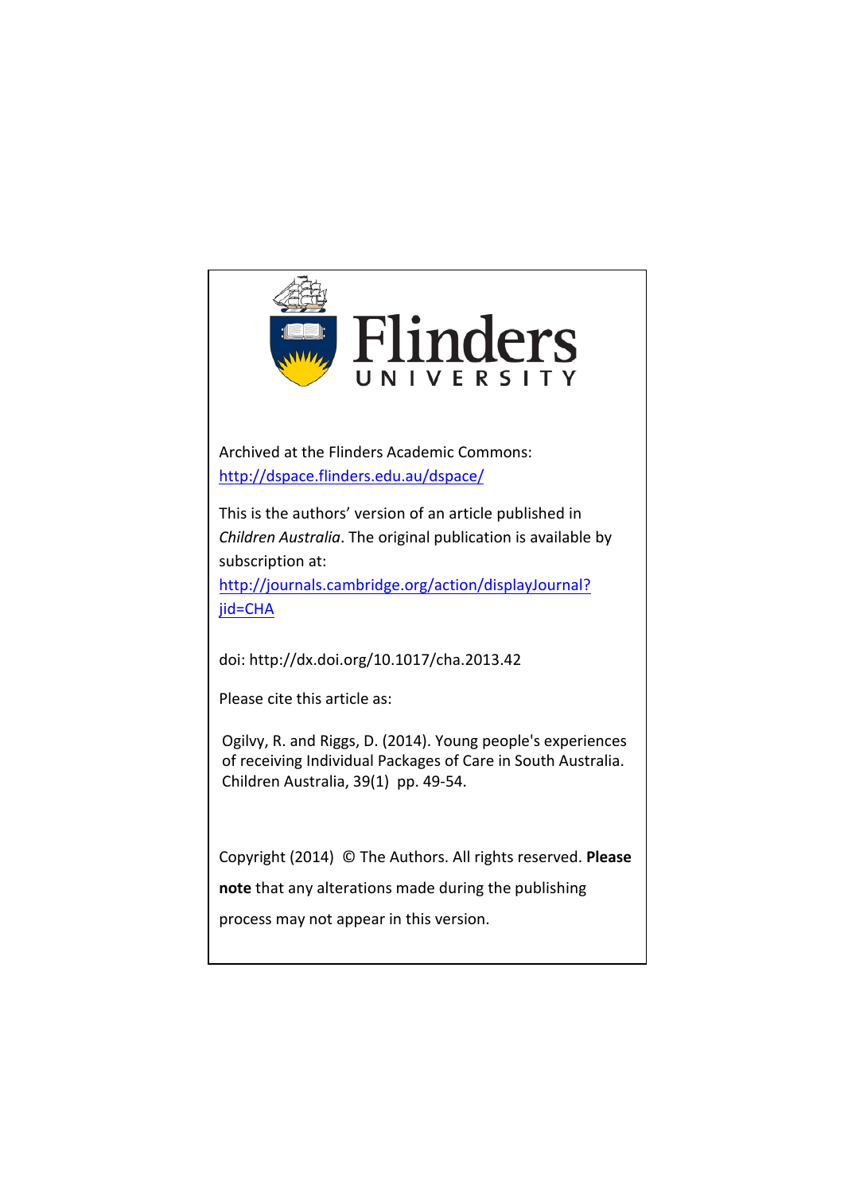Flinders UNIVERSITY

Archived at the Flinders Academic Commons:
[http://dspace.flinders.edu.au/dspace/](http://dspace.flinders.edu.au/dspace/)

This is the authors' version of an article published in *Children Australia*. The original publication is available by subscription at:
[http://journals.cambridge.org/action/displayJournal?jid=CHA](http://journals.cambridge.org/action/displayJournal?jid=CHA)

doi: http://dx.doi.org/10.1017/cha.2013.42

Please cite this article as:

Ogilvy, R. and Riggs, D. (2014). Young people's experiences of receiving Individual Packages of Care in South Australia. Children Australia, 39(1) pp. 49-54.

Copyright (2014) © The Authors. All rights reserved. **Please note** that any alterations made during the publishing process may not appear in this version.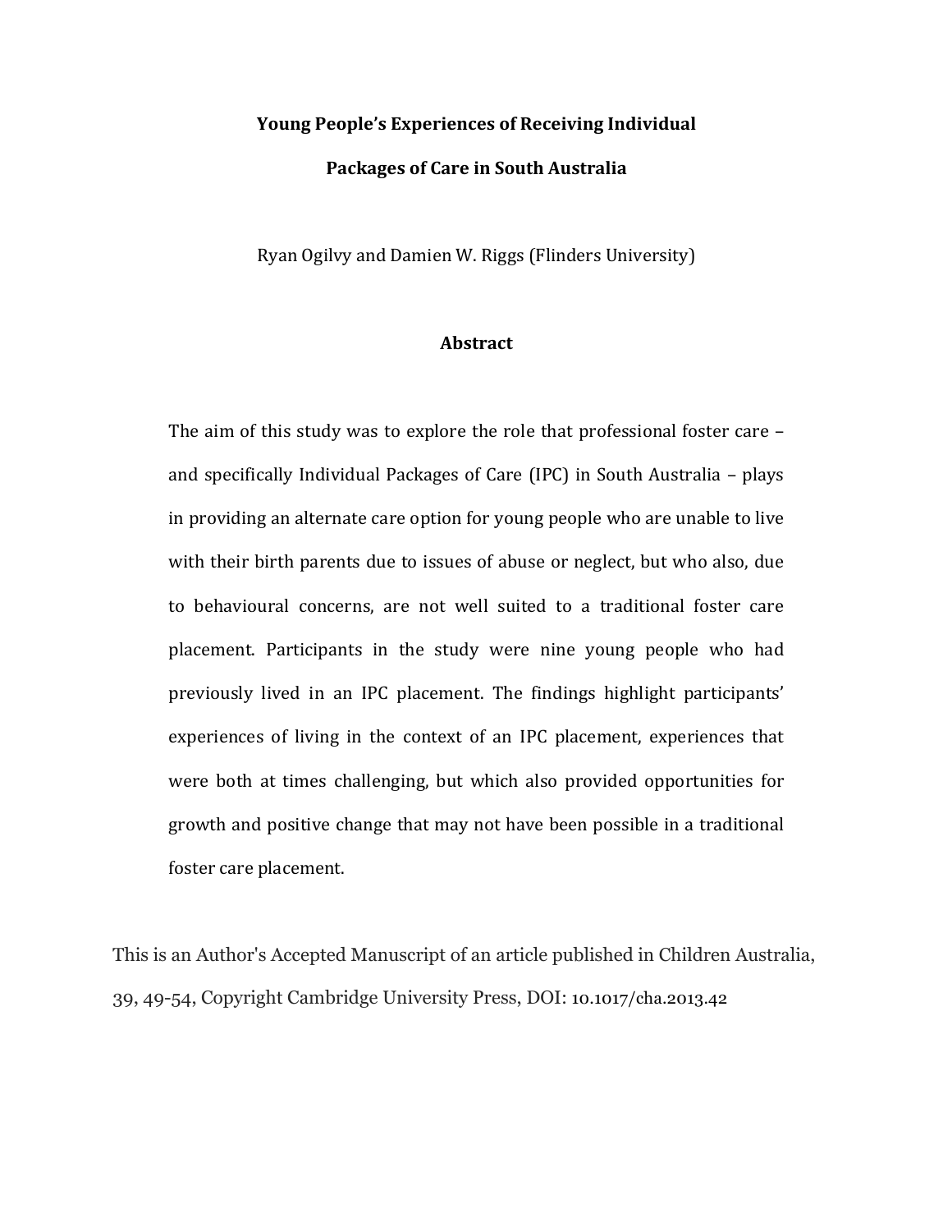**Young People's Experiences of Receiving Individual Packages of Care in South Australia**

Ryan Ogilvy and Damien W. Riggs (Flinders University)

## Abstract

The aim of this study was to explore the role that professional foster care – and specifically Individual Packages of Care (IPC) in South Australia – plays in providing an alternate care option for young people who are unable to live with their birth parents due to issues of abuse or neglect, but who also, due to behavioural concerns, are not well suited to a traditional foster care placement. Participants in the study were nine young people who had previously lived in an IPC placement. The findings highlight participants' experiences of living in the context of an IPC placement, experiences that were both at times challenging, but which also provided opportunities for growth and positive change that may not have been possible in a traditional foster care placement.

This is an Author's Accepted Manuscript of an article published in Children Australia, 39, 49-54, Copyright Cambridge University Press, DOI: 10.1017/cha.2013.42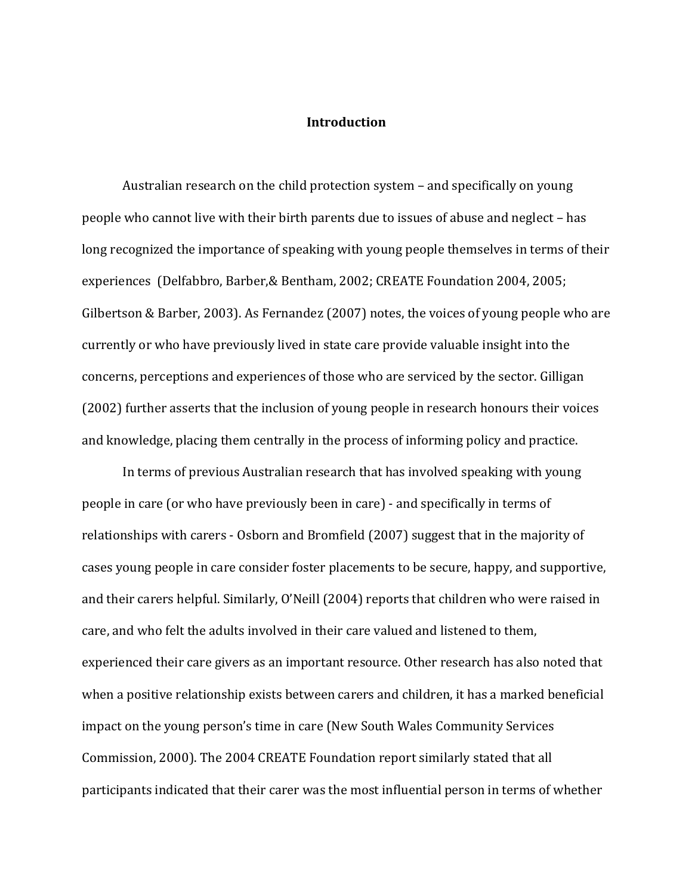# Introduction

Australian research on the child protection system – and specifically on young people who cannot live with their birth parents due to issues of abuse and neglect – has long recognized the importance of speaking with young people themselves in terms of their experiences (Delfabbro, Barber,& Bentham, 2002; CREATE Foundation 2004, 2005; Gilbertson & Barber, 2003). As Fernandez (2007) notes, the voices of young people who are currently or who have previously lived in state care provide valuable insight into the concerns, perceptions and experiences of those who are serviced by the sector. Gilligan (2002) further asserts that the inclusion of young people in research honours their voices and knowledge, placing them centrally in the process of informing policy and practice.

In terms of previous Australian research that has involved speaking with young people in care (or who have previously been in care) - and specifically in terms of relationships with carers - Osborn and Bromfield (2007) suggest that in the majority of cases young people in care consider foster placements to be secure, happy, and supportive, and their carers helpful. Similarly, O'Neill (2004) reports that children who were raised in care, and who felt the adults involved in their care valued and listened to them, experienced their care givers as an important resource. Other research has also noted that when a positive relationship exists between carers and children, it has a marked beneficial impact on the young person's time in care (New South Wales Community Services Commission, 2000). The 2004 CREATE Foundation report similarly stated that all participants indicated that their carer was the most influential person in terms of whether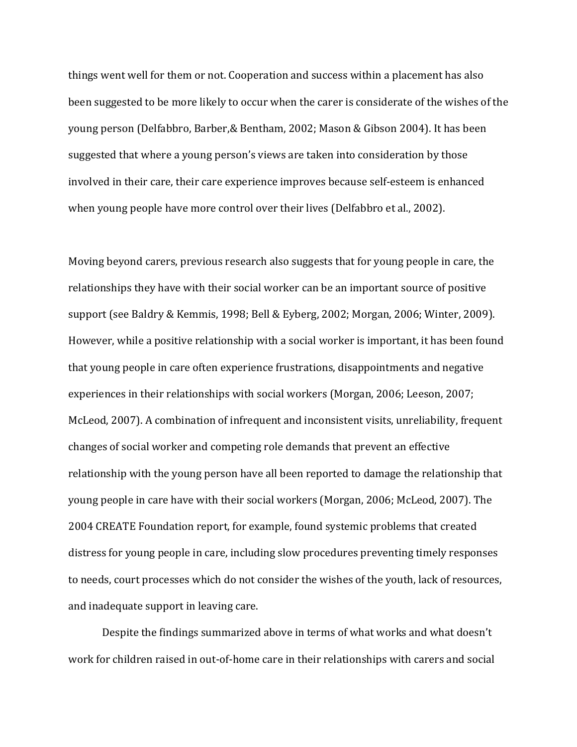things went well for them or not. Cooperation and success within a placement has also been suggested to be more likely to occur when the carer is considerate of the wishes of the young person (Delfabbro, Barber,& Bentham, 2002; Mason & Gibson 2004). It has been suggested that where a young person's views are taken into consideration by those involved in their care, their care experience improves because self-esteem is enhanced when young people have more control over their lives (Delfabbro et al., 2002).

Moving beyond carers, previous research also suggests that for young people in care, the relationships they have with their social worker can be an important source of positive support (see Baldry & Kemmis, 1998; Bell & Eyberg, 2002; Morgan, 2006; Winter, 2009). However, while a positive relationship with a social worker is important, it has been found that young people in care often experience frustrations, disappointments and negative experiences in their relationships with social workers (Morgan, 2006; Leeson, 2007; McLeod, 2007). A combination of infrequent and inconsistent visits, unreliability, frequent changes of social worker and competing role demands that prevent an effective relationship with the young person have all been reported to damage the relationship that young people in care have with their social workers (Morgan, 2006; McLeod, 2007). The 2004 CREATE Foundation report, for example, found systemic problems that created distress for young people in care, including slow procedures preventing timely responses to needs, court processes which do not consider the wishes of the youth, lack of resources, and inadequate support in leaving care.

Despite the findings summarized above in terms of what works and what doesn't work for children raised in out-of-home care in their relationships with carers and social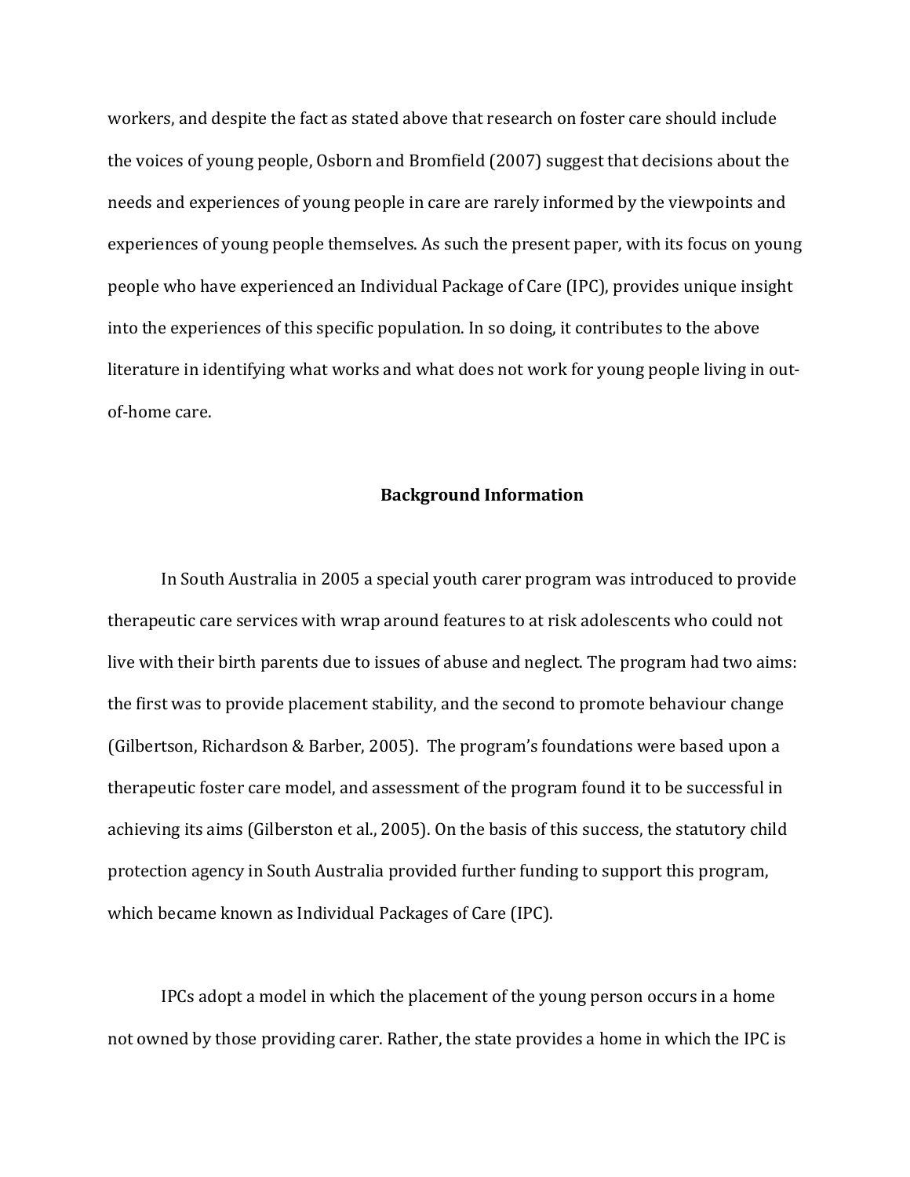workers, and despite the fact as stated above that research on foster care should include the voices of young people, Osborn and Bromfield (2007) suggest that decisions about the needs and experiences of young people in care are rarely informed by the viewpoints and experiences of young people themselves. As such the present paper, with its focus on young people who have experienced an Individual Package of Care (IPC), provides unique insight into the experiences of this specific population. In so doing, it contributes to the above literature in identifying what works and what does not work for young people living in out-of-home care.

## Background Information

In South Australia in 2005 a special youth carer program was introduced to provide therapeutic care services with wrap around features to at risk adolescents who could not live with their birth parents due to issues of abuse and neglect. The program had two aims: the first was to provide placement stability, and the second to promote behaviour change (Gilbertson, Richardson & Barber, 2005). The program's foundations were based upon a therapeutic foster care model, and assessment of the program found it to be successful in achieving its aims (Gilberston et al., 2005). On the basis of this success, the statutory child protection agency in South Australia provided further funding to support this program, which became known as Individual Packages of Care (IPC).

IPCs adopt a model in which the placement of the young person occurs in a home not owned by those providing carer. Rather, the state provides a home in which the IPC is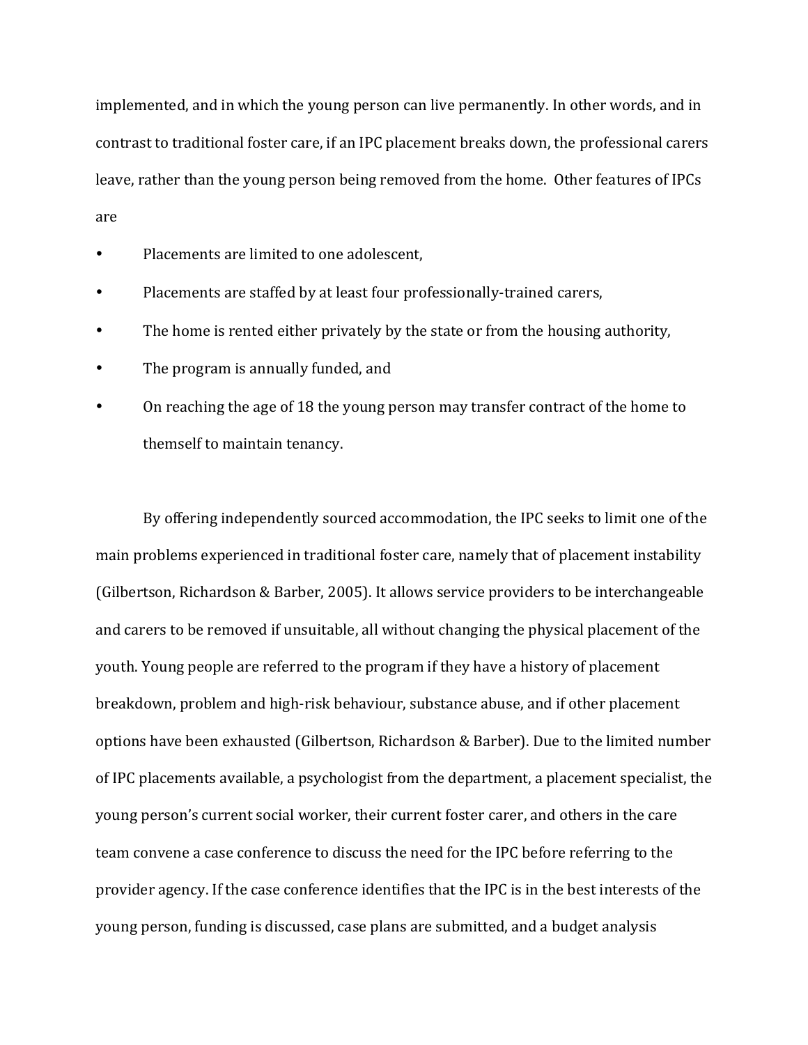implemented, and in which the young person can live permanently. In other words, and in contrast to traditional foster care, if an IPC placement breaks down, the professional carers leave, rather than the young person being removed from the home. Other features of IPCs are

- Placements are limited to one adolescent,
- Placements are staffed by at least four professionally-trained carers,
- The home is rented either privately by the state or from the housing authority,
- The program is annually funded, and
- On reaching the age of 18 the young person may transfer contract of the home to themself to maintain tenancy.

By offering independently sourced accommodation, the IPC seeks to limit one of the main problems experienced in traditional foster care, namely that of placement instability (Gilbertson, Richardson & Barber, 2005). It allows service providers to be interchangeable and carers to be removed if unsuitable, all without changing the physical placement of the youth. Young people are referred to the program if they have a history of placement breakdown, problem and high-risk behaviour, substance abuse, and if other placement options have been exhausted (Gilbertson, Richardson & Barber). Due to the limited number of IPC placements available, a psychologist from the department, a placement specialist, the young person's current social worker, their current foster carer, and others in the care team convene a case conference to discuss the need for the IPC before referring to the provider agency. If the case conference identifies that the IPC is in the best interests of the young person, funding is discussed, case plans are submitted, and a budget analysis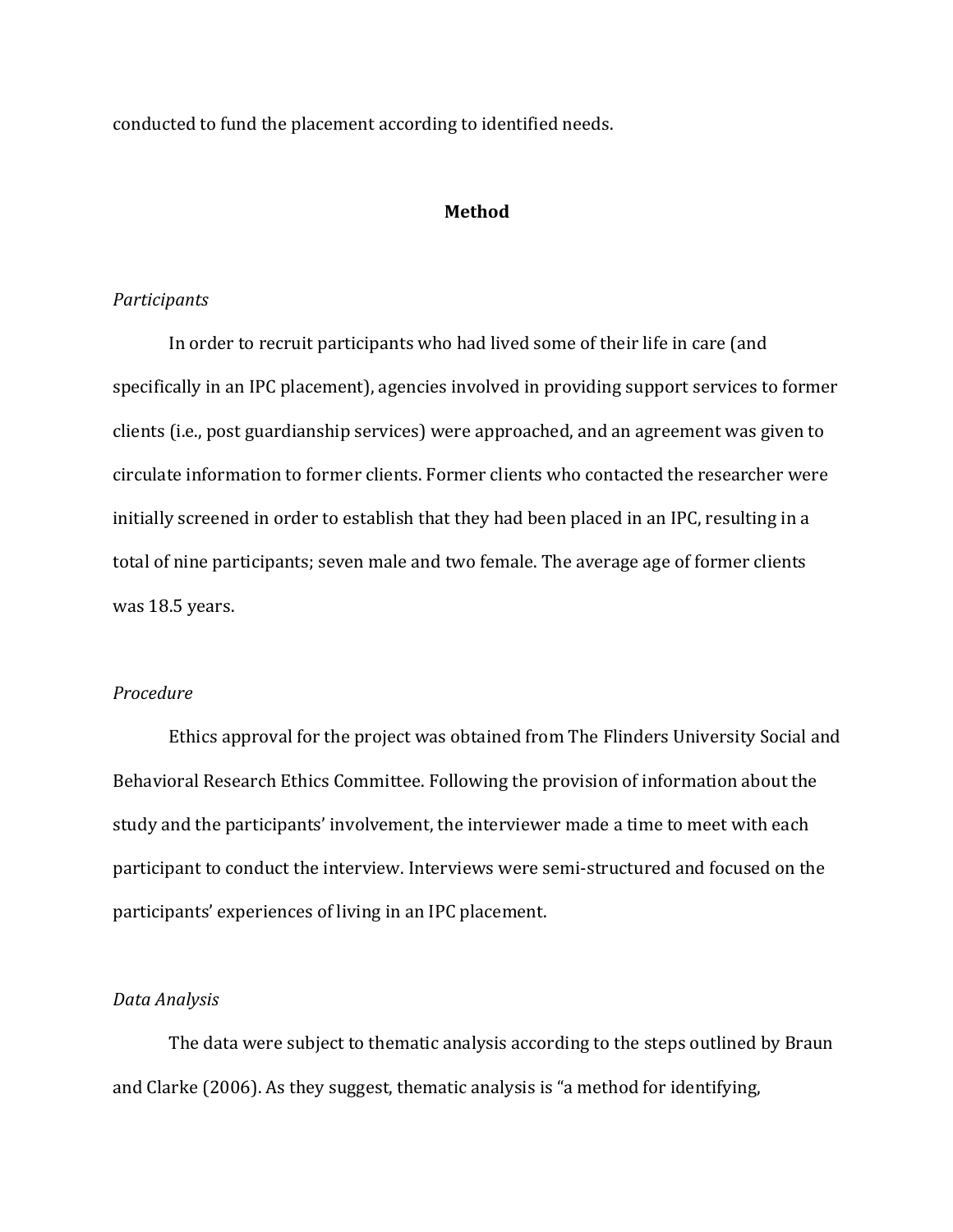conducted to fund the placement according to identified needs.

## Method

### *Participants*

In order to recruit participants who had lived some of their life in care (and specifically in an IPC placement), agencies involved in providing support services to former clients (i.e., post guardianship services) were approached, and an agreement was given to circulate information to former clients. Former clients who contacted the researcher were initially screened in order to establish that they had been placed in an IPC, resulting in a total of nine participants; seven male and two female. The average age of former clients was 18.5 years.

### *Procedure*

Ethics approval for the project was obtained from The Flinders University Social and Behavioral Research Ethics Committee. Following the provision of information about the study and the participants' involvement, the interviewer made a time to meet with each participant to conduct the interview. Interviews were semi-structured and focused on the participants' experiences of living in an IPC placement.

### *Data Analysis*

The data were subject to thematic analysis according to the steps outlined by Braun and Clarke (2006). As they suggest, thematic analysis is "a method for identifying,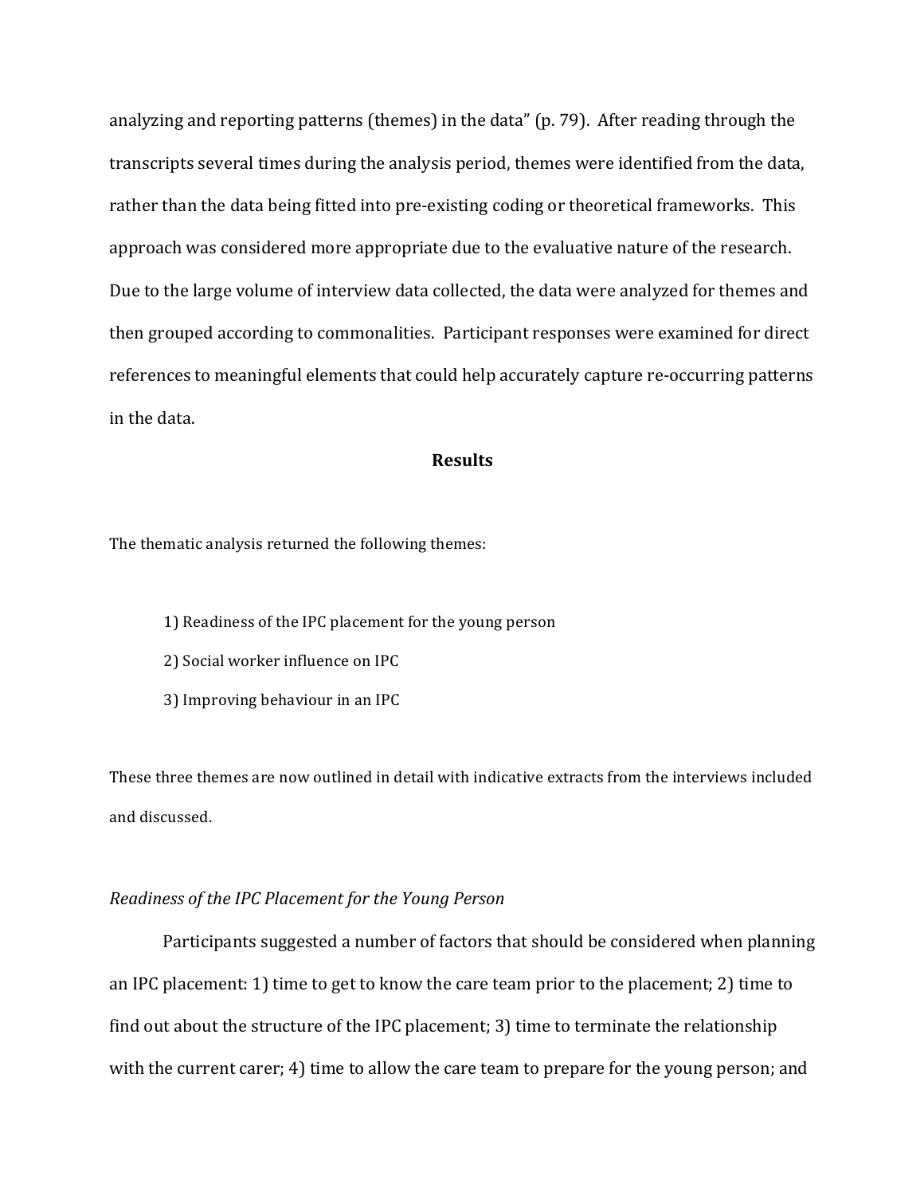analyzing and reporting patterns (themes) in the data" (p. 79). After reading through the transcripts several times during the analysis period, themes were identified from the data, rather than the data being fitted into pre-existing coding or theoretical frameworks. This approach was considered more appropriate due to the evaluative nature of the research. Due to the large volume of interview data collected, the data were analyzed for themes and then grouped according to commonalities. Participant responses were examined for direct references to meaningful elements that could help accurately capture re-occurring patterns in the data.

## Results

The thematic analysis returned the following themes:

1) Readiness of the IPC placement for the young person
2) Social worker influence on IPC
3) Improving behaviour in an IPC

These three themes are now outlined in detail with indicative extracts from the interviews included and discussed.

### *Readiness of the IPC Placement for the Young Person*

Participants suggested a number of factors that should be considered when planning an IPC placement: 1) time to get to know the care team prior to the placement; 2) time to find out about the structure of the IPC placement; 3) time to terminate the relationship with the current carer; 4) time to allow the care team to prepare for the young person; and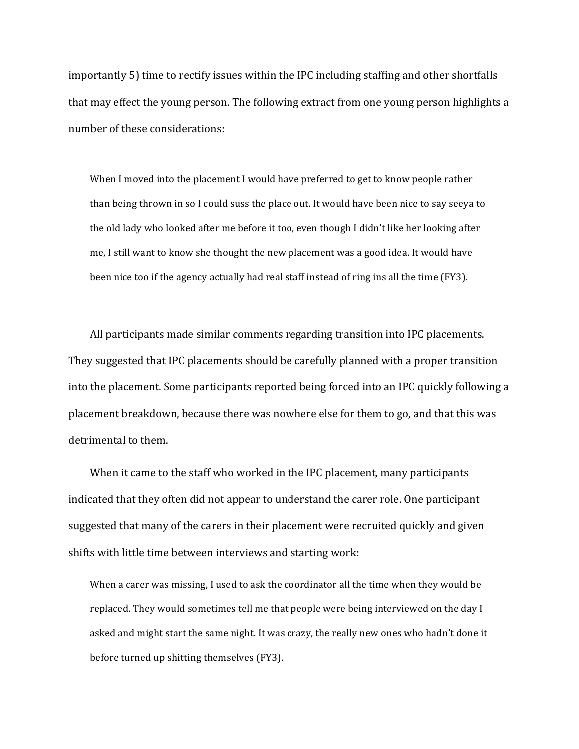importantly 5) time to rectify issues within the IPC including staffing and other shortfalls that may effect the young person. The following extract from one young person highlights a number of these considerations:

> When I moved into the placement I would have preferred to get to know people rather than being thrown in so I could suss the place out. It would have been nice to say seeya to the old lady who looked after me before it too, even though I didn't like her looking after me, I still want to know she thought the new placement was a good idea. It would have been nice too if the agency actually had real staff instead of ring ins all the time (FY3).

All participants made similar comments regarding transition into IPC placements. They suggested that IPC placements should be carefully planned with a proper transition into the placement. Some participants reported being forced into an IPC quickly following a placement breakdown, because there was nowhere else for them to go, and that this was detrimental to them.

When it came to the staff who worked in the IPC placement, many participants indicated that they often did not appear to understand the carer role. One participant suggested that many of the carers in their placement were recruited quickly and given shifts with little time between interviews and starting work:

> When a carer was missing, I used to ask the coordinator all the time when they would be replaced. They would sometimes tell me that people were being interviewed on the day I asked and might start the same night. It was crazy, the really new ones who hadn't done it before turned up shitting themselves (FY3).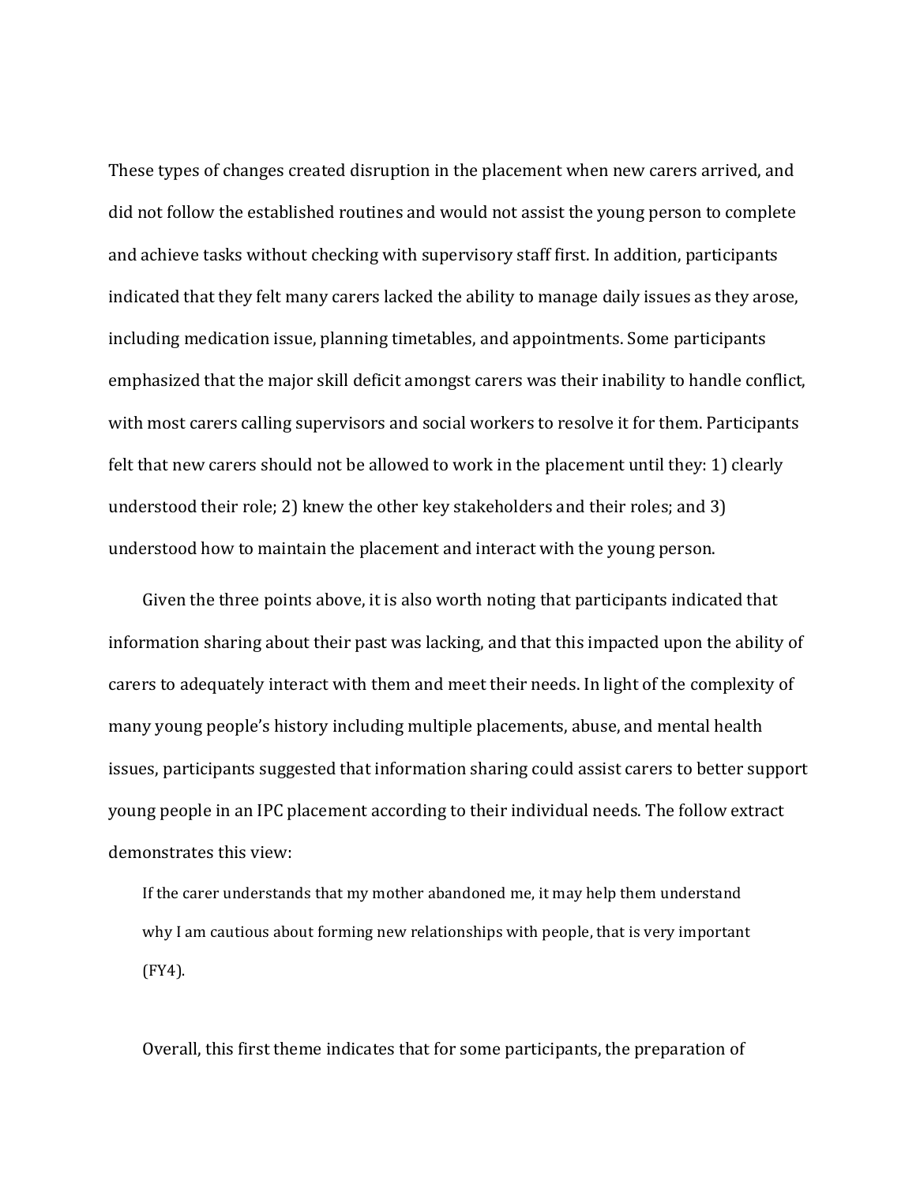These types of changes created disruption in the placement when new carers arrived, and did not follow the established routines and would not assist the young person to complete and achieve tasks without checking with supervisory staff first. In addition, participants indicated that they felt many carers lacked the ability to manage daily issues as they arose, including medication issue, planning timetables, and appointments. Some participants emphasized that the major skill deficit amongst carers was their inability to handle conflict, with most carers calling supervisors and social workers to resolve it for them. Participants felt that new carers should not be allowed to work in the placement until they: 1) clearly understood their role; 2) knew the other key stakeholders and their roles; and 3) understood how to maintain the placement and interact with the young person.

Given the three points above, it is also worth noting that participants indicated that information sharing about their past was lacking, and that this impacted upon the ability of carers to adequately interact with them and meet their needs. In light of the complexity of many young people's history including multiple placements, abuse, and mental health issues, participants suggested that information sharing could assist carers to better support young people in an IPC placement according to their individual needs. The follow extract demonstrates this view:

> If the carer understands that my mother abandoned me, it may help them understand why I am cautious about forming new relationships with people, that is very important (FY4).

Overall, this first theme indicates that for some participants, the preparation of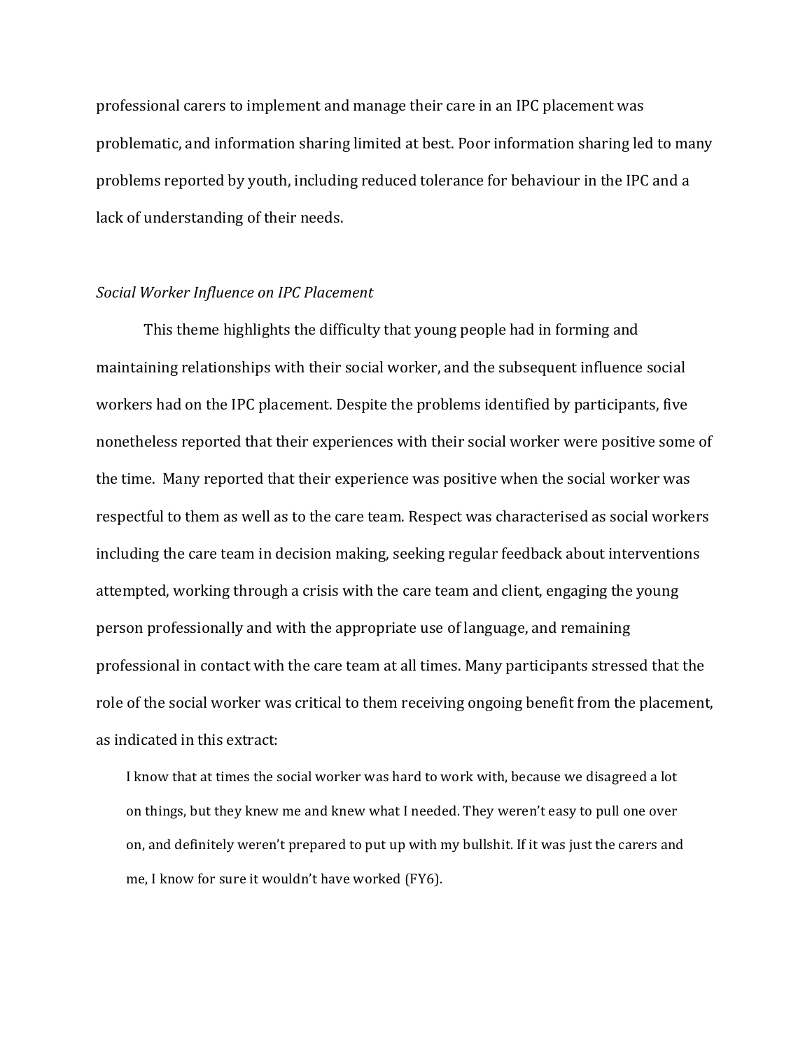professional carers to implement and manage their care in an IPC placement was problematic, and information sharing limited at best. Poor information sharing led to many problems reported by youth, including reduced tolerance for behaviour in the IPC and a lack of understanding of their needs.

*Social Worker Influence on IPC Placement*

This theme highlights the difficulty that young people had in forming and maintaining relationships with their social worker, and the subsequent influence social workers had on the IPC placement. Despite the problems identified by participants, five nonetheless reported that their experiences with their social worker were positive some of the time. Many reported that their experience was positive when the social worker was respectful to them as well as to the care team. Respect was characterised as social workers including the care team in decision making, seeking regular feedback about interventions attempted, working through a crisis with the care team and client, engaging the young person professionally and with the appropriate use of language, and remaining professional in contact with the care team at all times. Many participants stressed that the role of the social worker was critical to them receiving ongoing benefit from the placement, as indicated in this extract:

> I know that at times the social worker was hard to work with, because we disagreed a lot on things, but they knew me and knew what I needed. They weren't easy to pull one over on, and definitely weren't prepared to put up with my bullshit. If it was just the carers and me, I know for sure it wouldn't have worked (FY6).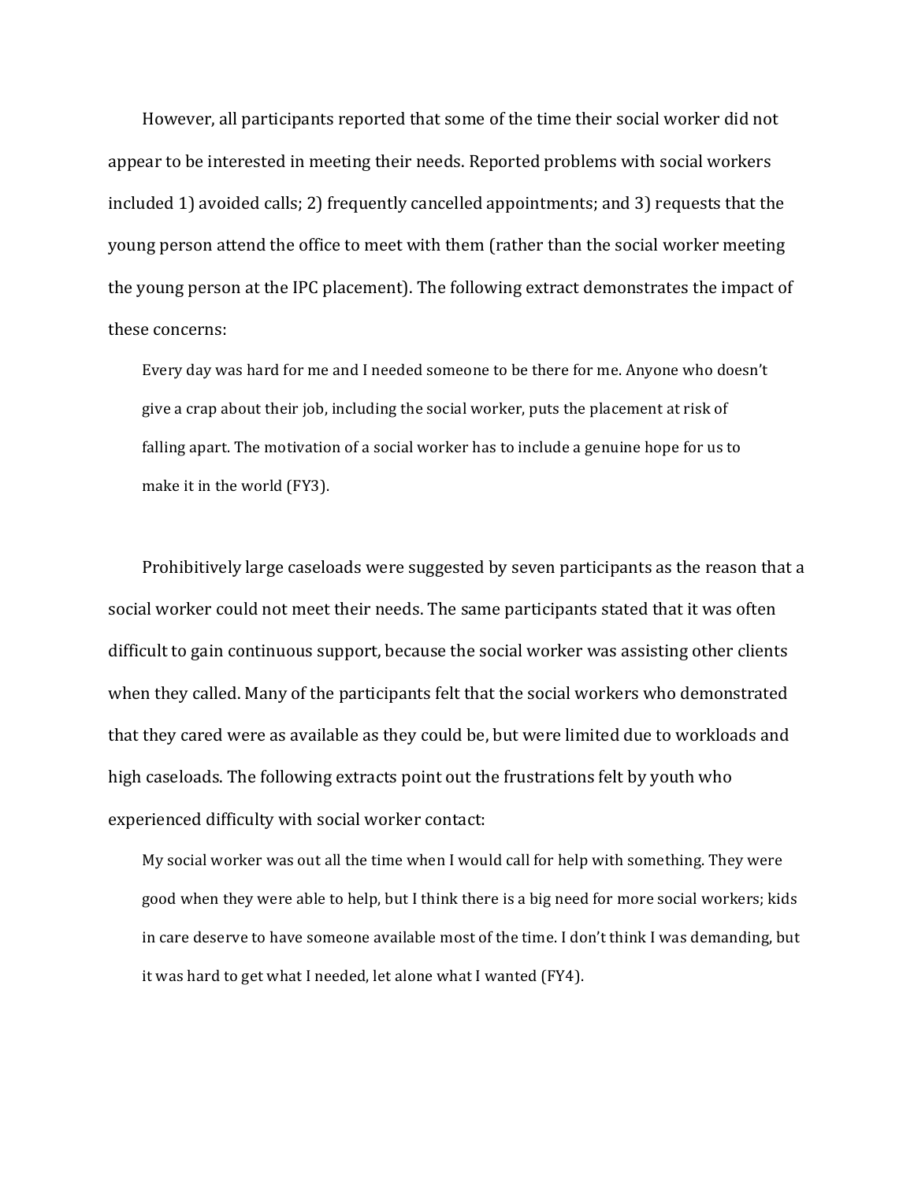However, all participants reported that some of the time their social worker did not appear to be interested in meeting their needs. Reported problems with social workers included 1) avoided calls; 2) frequently cancelled appointments; and 3) requests that the young person attend the office to meet with them (rather than the social worker meeting the young person at the IPC placement). The following extract demonstrates the impact of these concerns:

> Every day was hard for me and I needed someone to be there for me. Anyone who doesn't give a crap about their job, including the social worker, puts the placement at risk of falling apart. The motivation of a social worker has to include a genuine hope for us to make it in the world (FY3).

Prohibitively large caseloads were suggested by seven participants as the reason that a social worker could not meet their needs. The same participants stated that it was often difficult to gain continuous support, because the social worker was assisting other clients when they called. Many of the participants felt that the social workers who demonstrated that they cared were as available as they could be, but were limited due to workloads and high caseloads. The following extracts point out the frustrations felt by youth who experienced difficulty with social worker contact:

> My social worker was out all the time when I would call for help with something. They were good when they were able to help, but I think there is a big need for more social workers; kids in care deserve to have someone available most of the time. I don't think I was demanding, but it was hard to get what I needed, let alone what I wanted (FY4).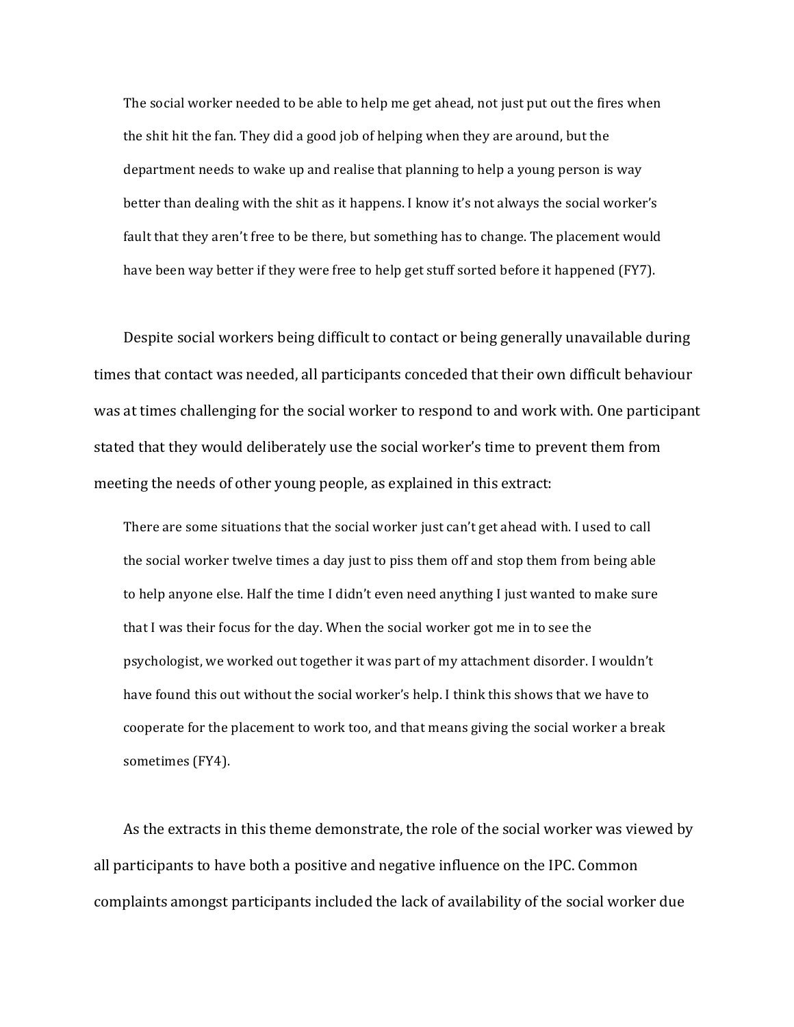> The social worker needed to be able to help me get ahead, not just put out the fires when the shit hit the fan. They did a good job of helping when they are around, but the department needs to wake up and realise that planning to help a young person is way better than dealing with the shit as it happens. I know it's not always the social worker's fault that they aren't free to be there, but something has to change. The placement would have been way better if they were free to help get stuff sorted before it happened (FY7).

Despite social workers being difficult to contact or being generally unavailable during times that contact was needed, all participants conceded that their own difficult behaviour was at times challenging for the social worker to respond to and work with. One participant stated that they would deliberately use the social worker's time to prevent them from meeting the needs of other young people, as explained in this extract:

> There are some situations that the social worker just can't get ahead with. I used to call the social worker twelve times a day just to piss them off and stop them from being able to help anyone else. Half the time I didn't even need anything I just wanted to make sure that I was their focus for the day. When the social worker got me in to see the psychologist, we worked out together it was part of my attachment disorder. I wouldn't have found this out without the social worker's help. I think this shows that we have to cooperate for the placement to work too, and that means giving the social worker a break sometimes (FY4).

As the extracts in this theme demonstrate, the role of the social worker was viewed by all participants to have both a positive and negative influence on the IPC. Common complaints amongst participants included the lack of availability of the social worker due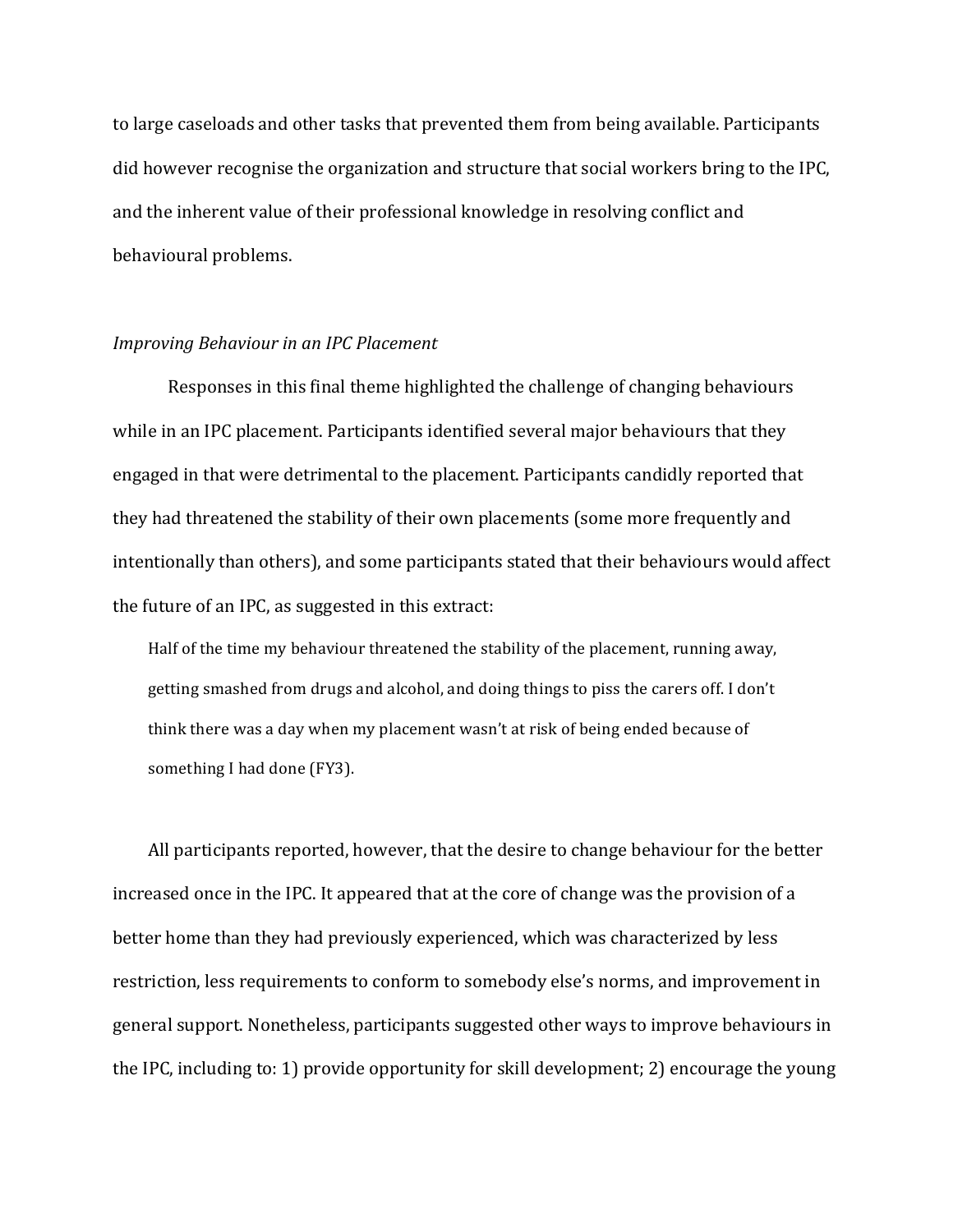to large caseloads and other tasks that prevented them from being available. Participants did however recognise the organization and structure that social workers bring to the IPC, and the inherent value of their professional knowledge in resolving conflict and behavioural problems.

*Improving Behaviour in an IPC Placement*

Responses in this final theme highlighted the challenge of changing behaviours while in an IPC placement. Participants identified several major behaviours that they engaged in that were detrimental to the placement. Participants candidly reported that they had threatened the stability of their own placements (some more frequently and intentionally than others), and some participants stated that their behaviours would affect the future of an IPC, as suggested in this extract:

> Half of the time my behaviour threatened the stability of the placement, running away, getting smashed from drugs and alcohol, and doing things to piss the carers off. I don't think there was a day when my placement wasn't at risk of being ended because of something I had done (FY3).

All participants reported, however, that the desire to change behaviour for the better increased once in the IPC. It appeared that at the core of change was the provision of a better home than they had previously experienced, which was characterized by less restriction, less requirements to conform to somebody else's norms, and improvement in general support. Nonetheless, participants suggested other ways to improve behaviours in the IPC, including to: 1) provide opportunity for skill development; 2) encourage the young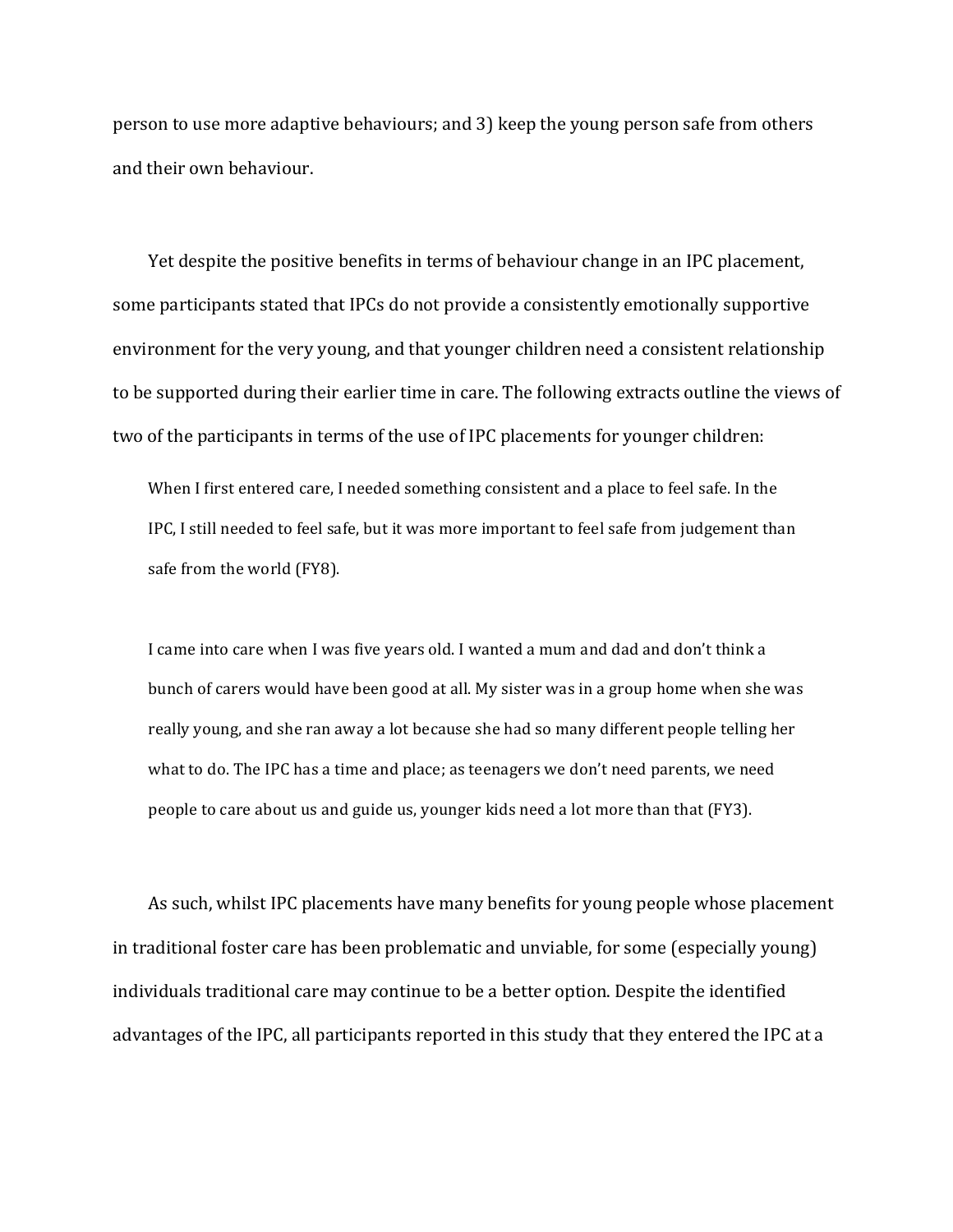person to use more adaptive behaviours; and 3) keep the young person safe from others and their own behaviour.

Yet despite the positive benefits in terms of behaviour change in an IPC placement, some participants stated that IPCs do not provide a consistently emotionally supportive environment for the very young, and that younger children need a consistent relationship to be supported during their earlier time in care. The following extracts outline the views of two of the participants in terms of the use of IPC placements for younger children:

> When I first entered care, I needed something consistent and a place to feel safe. In the IPC, I still needed to feel safe, but it was more important to feel safe from judgement than safe from the world (FY8).

> I came into care when I was five years old. I wanted a mum and dad and don't think a bunch of carers would have been good at all. My sister was in a group home when she was really young, and she ran away a lot because she had so many different people telling her what to do. The IPC has a time and place; as teenagers we don't need parents, we need people to care about us and guide us, younger kids need a lot more than that (FY3).

As such, whilst IPC placements have many benefits for young people whose placement in traditional foster care has been problematic and unviable, for some (especially young) individuals traditional care may continue to be a better option. Despite the identified advantages of the IPC, all participants reported in this study that they entered the IPC at a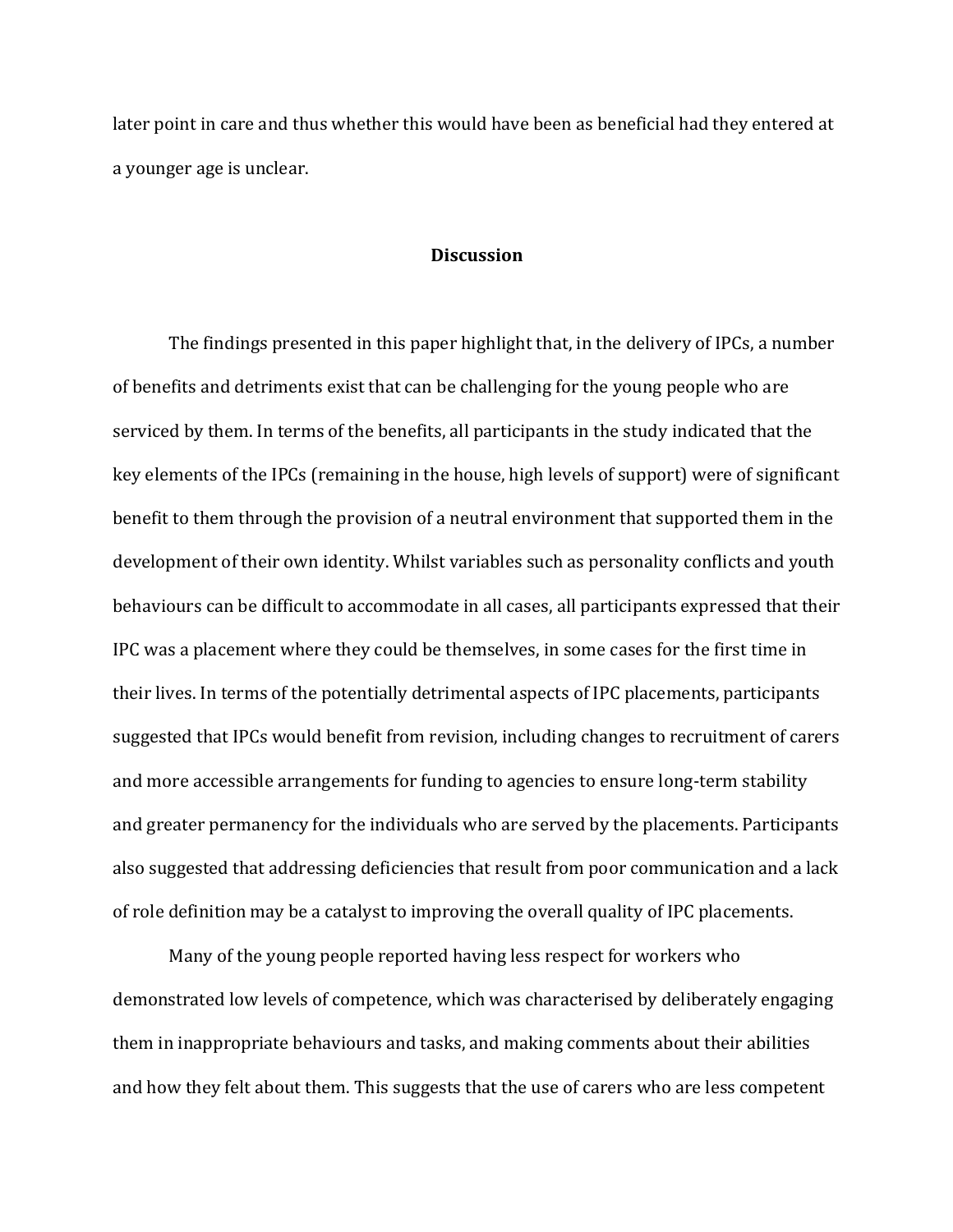later point in care and thus whether this would have been as beneficial had they entered at a younger age is unclear.

## Discussion

The findings presented in this paper highlight that, in the delivery of IPCs, a number of benefits and detriments exist that can be challenging for the young people who are serviced by them. In terms of the benefits, all participants in the study indicated that the key elements of the IPCs (remaining in the house, high levels of support) were of significant benefit to them through the provision of a neutral environment that supported them in the development of their own identity. Whilst variables such as personality conflicts and youth behaviours can be difficult to accommodate in all cases, all participants expressed that their IPC was a placement where they could be themselves, in some cases for the first time in their lives. In terms of the potentially detrimental aspects of IPC placements, participants suggested that IPCs would benefit from revision, including changes to recruitment of carers and more accessible arrangements for funding to agencies to ensure long-term stability and greater permanency for the individuals who are served by the placements. Participants also suggested that addressing deficiencies that result from poor communication and a lack of role definition may be a catalyst to improving the overall quality of IPC placements.

Many of the young people reported having less respect for workers who demonstrated low levels of competence, which was characterised by deliberately engaging them in inappropriate behaviours and tasks, and making comments about their abilities and how they felt about them. This suggests that the use of carers who are less competent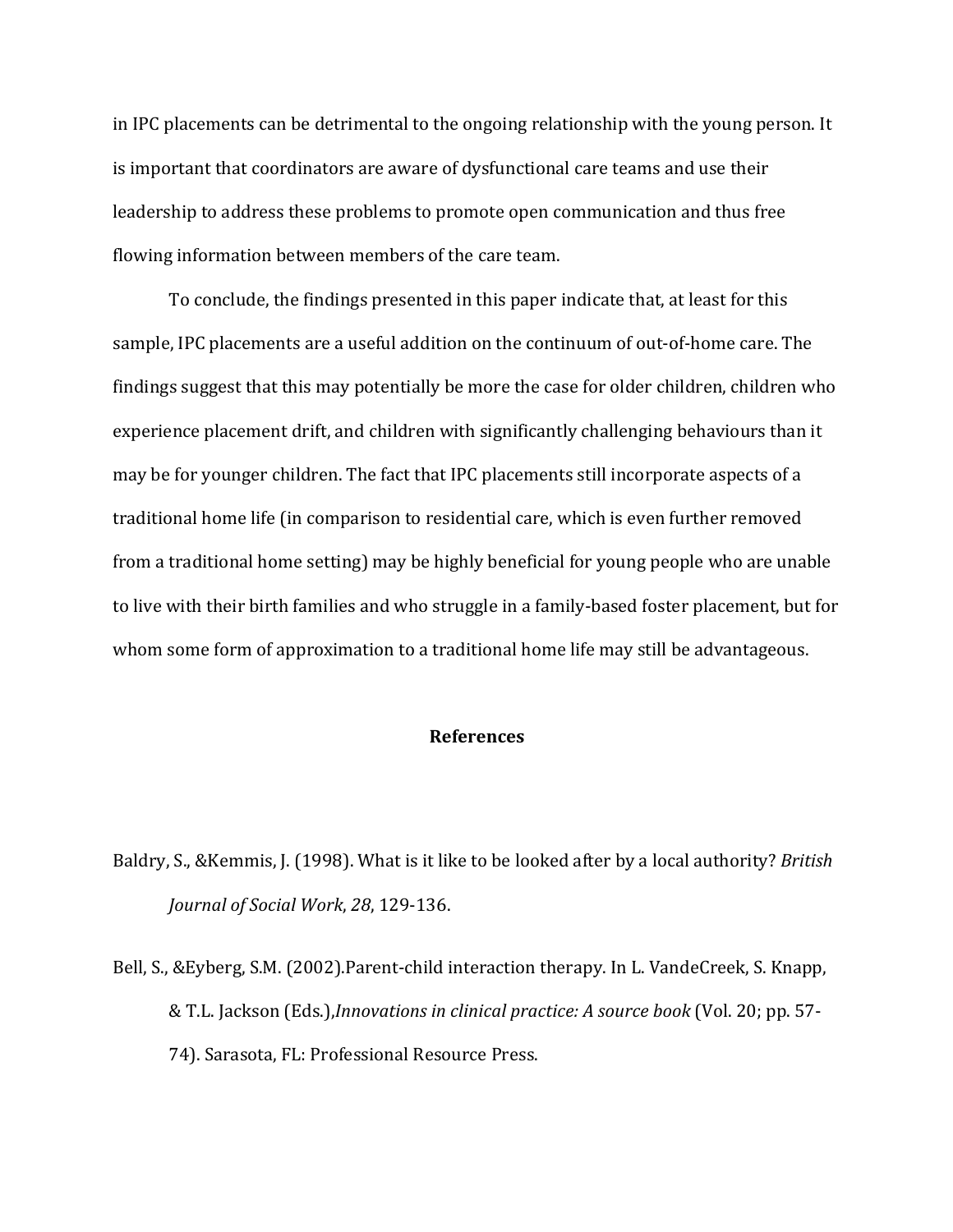in IPC placements can be detrimental to the ongoing relationship with the young person. It is important that coordinators are aware of dysfunctional care teams and use their leadership to address these problems to promote open communication and thus free flowing information between members of the care team.

To conclude, the findings presented in this paper indicate that, at least for this sample, IPC placements are a useful addition on the continuum of out-of-home care. The findings suggest that this may potentially be more the case for older children, children who experience placement drift, and children with significantly challenging behaviours than it may be for younger children. The fact that IPC placements still incorporate aspects of a traditional home life (in comparison to residential care, which is even further removed from a traditional home setting) may be highly beneficial for young people who are unable to live with their birth families and who struggle in a family-based foster placement, but for whom some form of approximation to a traditional home life may still be advantageous.

## References

Baldry, S., &Kemmis, J. (1998). What is it like to be looked after by a local authority? *British Journal of Social Work*, *28*, 129-136.

Bell, S., &Eyberg, S.M. (2002).Parent-child interaction therapy. In L. VandeCreek, S. Knapp, & T.L. Jackson (Eds.),*Innovations in clinical practice: A source book* (Vol. 20; pp. 57-74). Sarasota, FL: Professional Resource Press.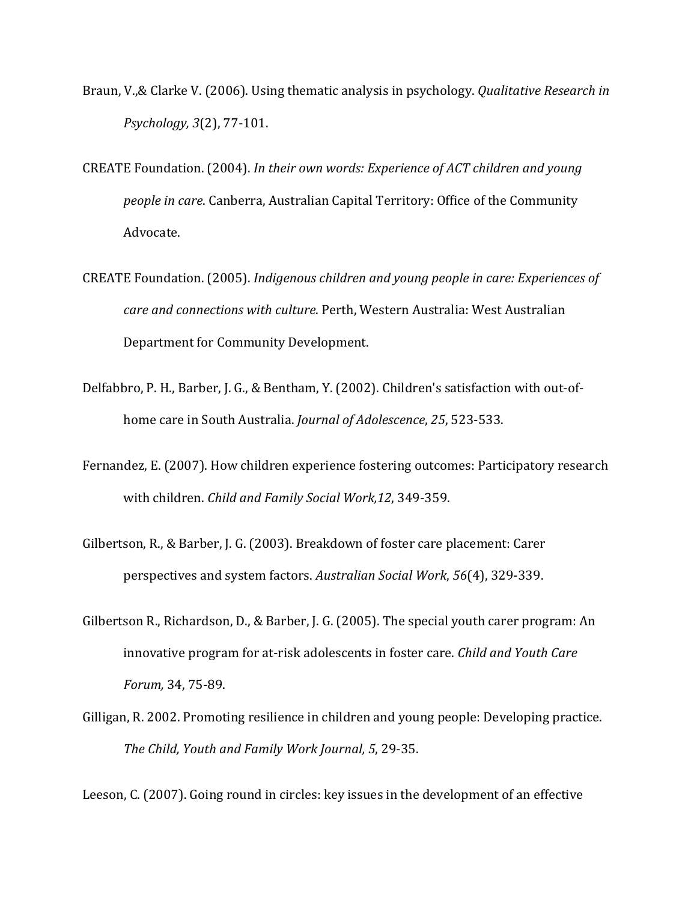Braun, V.,& Clarke V. (2006). Using thematic analysis in psychology. *Qualitative Research in Psychology, 3*(2), 77-101.

CREATE Foundation. (2004). *In their own words: Experience of ACT children and young people in care*. Canberra, Australian Capital Territory: Office of the Community Advocate.

CREATE Foundation. (2005). *Indigenous children and young people in care: Experiences of care and connections with culture*. Perth, Western Australia: West Australian Department for Community Development.

Delfabbro, P. H., Barber, J. G., & Bentham, Y. (2002). Children's satisfaction with out-of-home care in South Australia. *Journal of Adolescence*, *25*, 523-533.

Fernandez, E. (2007). How children experience fostering outcomes: Participatory research with children. *Child and Family Social Work,12*, 349-359.

Gilbertson, R., & Barber, J. G. (2003). Breakdown of foster care placement: Carer perspectives and system factors. *Australian Social Work*, *56*(4), 329-339.

Gilbertson R., Richardson, D., & Barber, J. G. (2005). The special youth carer program: An innovative program for at-risk adolescents in foster care. *Child and Youth Care Forum,* 34, 75-89.

Gilligan, R. 2002. Promoting resilience in children and young people: Developing practice. *The Child, Youth and Family Work Journal, 5*, 29-35.

Leeson, C. (2007). Going round in circles: key issues in the development of an effective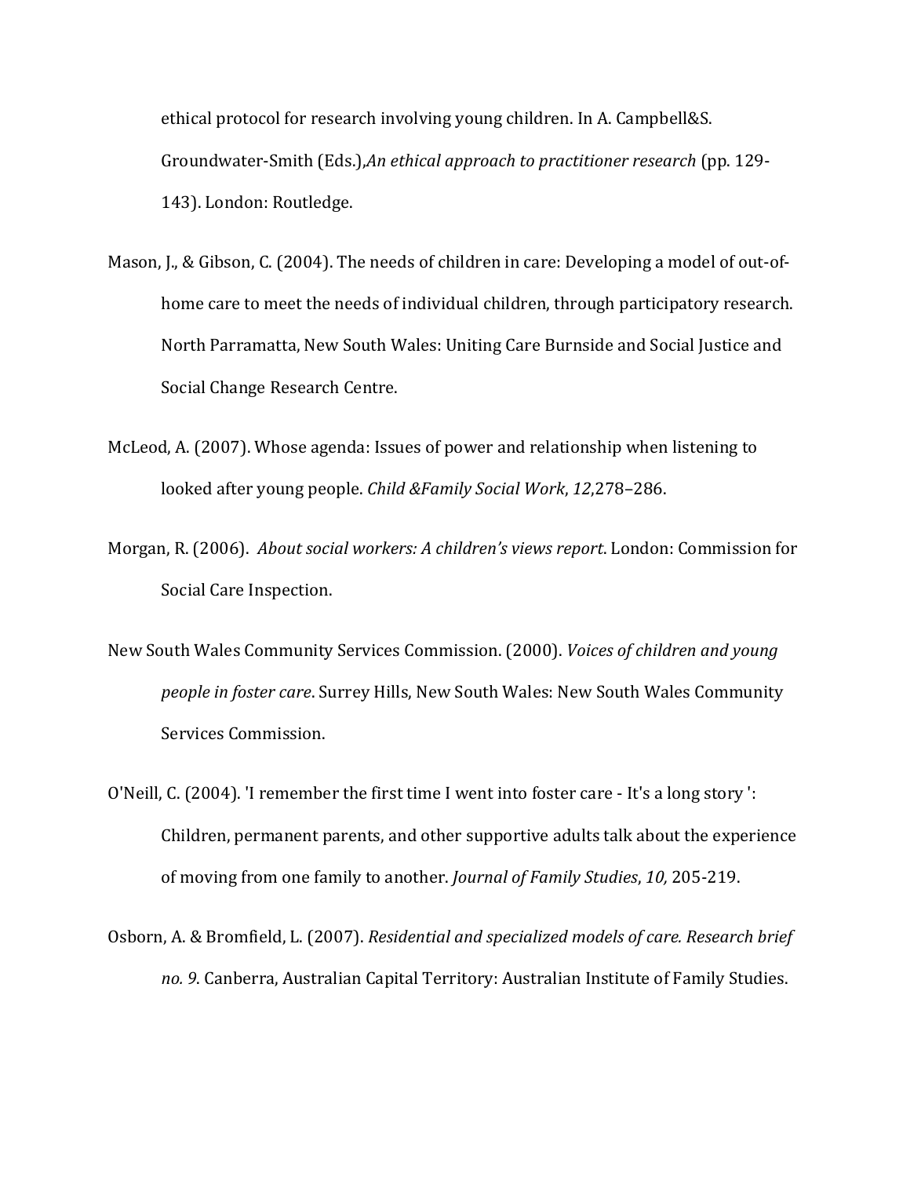ethical protocol for research involving young children. In A. Campbell&S. Groundwater-Smith (Eds.),*An ethical approach to practitioner research* (pp. 129-143). London: Routledge.

Mason, J., & Gibson, C. (2004). The needs of children in care: Developing a model of out-of-home care to meet the needs of individual children, through participatory research. North Parramatta, New South Wales: Uniting Care Burnside and Social Justice and Social Change Research Centre.

McLeod, A. (2007). Whose agenda: Issues of power and relationship when listening to looked after young people. *Child &Family Social Work*, *12*,278–286.

Morgan, R. (2006). *About social workers: A children's views report*. London: Commission for Social Care Inspection.

New South Wales Community Services Commission. (2000). *Voices of children and young people in foster care*. Surrey Hills, New South Wales: New South Wales Community Services Commission.

O'Neill, C. (2004). 'I remember the first time I went into foster care - It's a long story ': Children, permanent parents, and other supportive adults talk about the experience of moving from one family to another. *Journal of Family Studies*, *10,* 205-219.

Osborn, A. & Bromfield, L. (2007). *Residential and specialized models of care. Research brief no. 9*. Canberra, Australian Capital Territory: Australian Institute of Family Studies.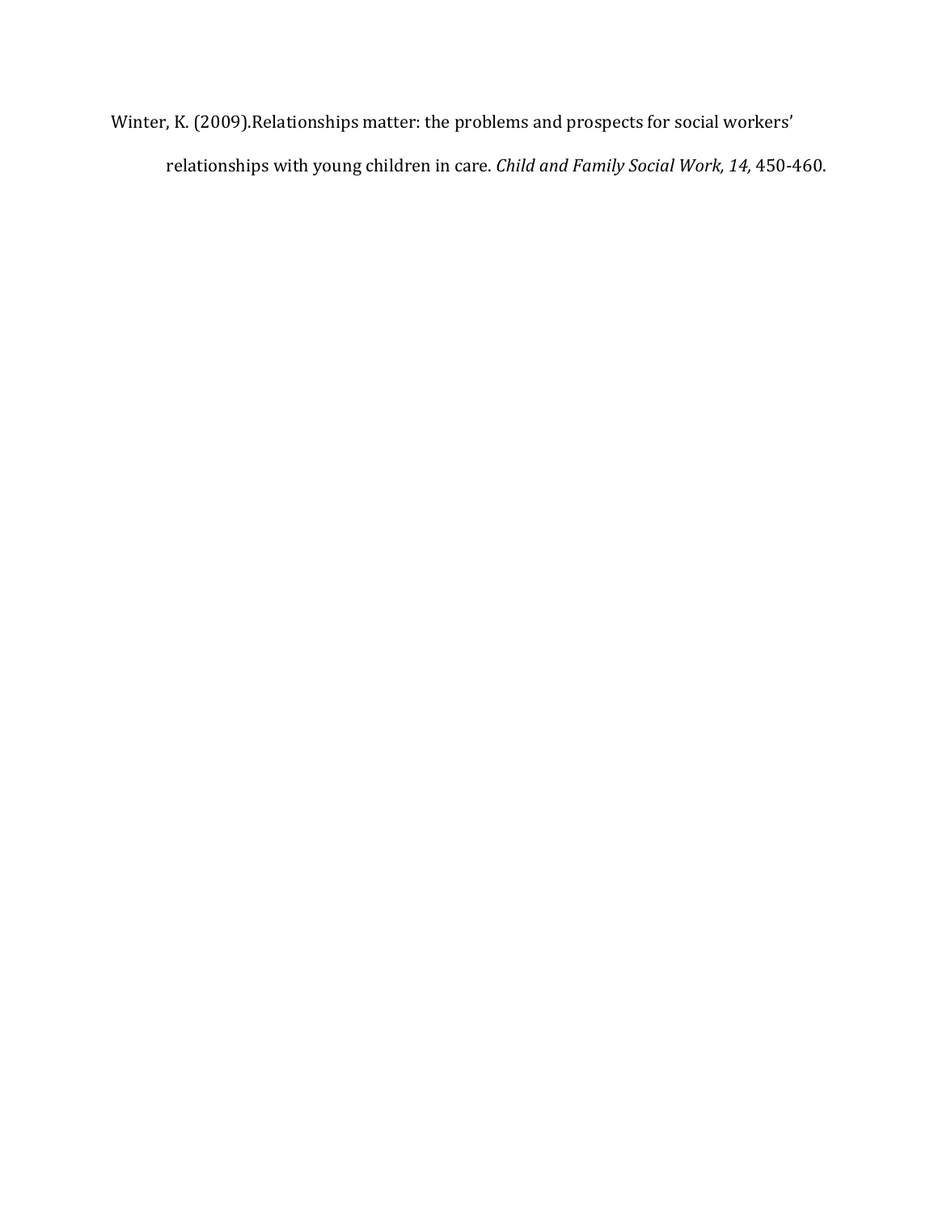Winter, K. (2009).Relationships matter: the problems and prospects for social workers' relationships with young children in care. *Child and Family Social Work, 14,* 450-460.